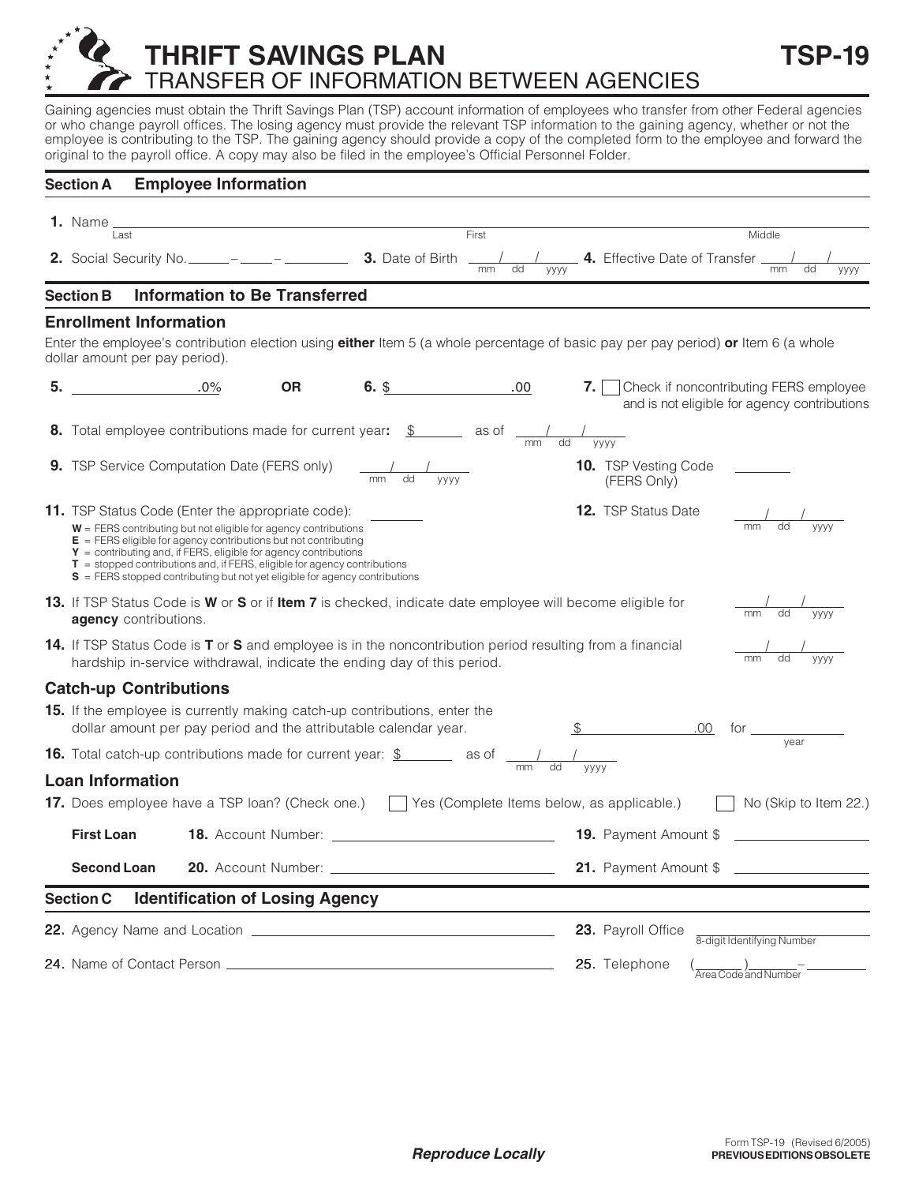# THRIFT SAVINGS PLAN — TSP-19

## TRANSFER OF INFORMATION BETWEEN AGENCIES

Gaining agencies must obtain the Thrift Savings Plan (TSP) account information of employees who transfer from other Federal agencies or who change payroll offices. The losing agency must provide the relevant TSP information to the gaining agency, whether or not the employee is contributing to the TSP. The gaining agency should provide a copy of the completed form to the employee and forward the original to the payroll office. A copy may also be filed in the employee's Official Personnel Folder.

## Section A Employee Information

**1.** Name ______________________ (Last) ______________________ (First) ______________________ (Middle)

**2.** Social Security No. _____ – _____ – _______ **3.** Date of Birth ___/___/_____ (mm dd yyyy) **4.** Effective Date of Transfer ___/___/_____ (mm dd yyyy)

## Section B Information to Be Transferred

### Enrollment Information

Enter the employee's contribution election using **either** Item 5 (a whole percentage of basic pay per pay period) **or** Item 6 (a whole dollar amount per pay period).

**5.** ________ .0% **OR** **6.** $ ________ .00 **7.** ☐ Check if noncontributing FERS employee and is not eligible for agency contributions

**8.** Total employee contributions made for current year**:** $ ______ as of ___/___/_____ (mm dd yyyy)

**9.** TSP Service Computation Date (FERS only) ___/___/_____ (mm dd yyyy) **10.** TSP Vesting Code (FERS Only) ______

**11.** TSP Status Code (Enter the appropriate code): ______

- **W** = FERS contributing but not eligible for agency contributions
- **E** = FERS eligible for agency contributions but not contributing
- **Y** = contributing and, if FERS, eligible for agency contributions
- **T** = stopped contributions and, if FERS, eligible for agency contributions
- **S** = FERS stopped contributing but not yet eligible for agency contributions

**12.** TSP Status Date ___/___/_____ (mm dd yyyy)

**13.** If TSP Status Code is **W** or **S** or if **Item 7** is checked, indicate date employee will become eligible for **agency** contributions. ___/___/_____ (mm dd yyyy)

**14.** If TSP Status Code is **T** or **S** and employee is in the noncontribution period resulting from a financial hardship in-service withdrawal, indicate the ending day of this period. ___/___/_____ (mm dd yyyy)

### Catch-up Contributions

**15.** If the employee is currently making catch-up contributions, enter the dollar amount per pay period and the attributable calendar year. $ ________ .00 for ______ (year)

**16.** Total catch-up contributions made for current year: $ ______ as of ___/___/_____ (mm dd yyyy)

### Loan Information

**17.** Does employee have a TSP loan? (Check one.) ☐ Yes (Complete Items below, as applicable.) ☐ No (Skip to Item 22.)

**First Loan** **18.** Account Number: ______________ **19.** Payment Amount $ ______________

**Second Loan** **20.** Account Number: ______________ **21.** Payment Amount $ ______________

## Section C Identification of Losing Agency

**22.** Agency Name and Location ______________________ **23.** Payroll Office ______________ (8-digit Identifying Number)

**24.** Name of Contact Person ______________________ **25.** Telephone (____) ____–______ (Area Code and Number)

***Reproduce Locally***

Form TSP-19 (Revised 6/2005)
**PREVIOUS EDITIONS OBSOLETE**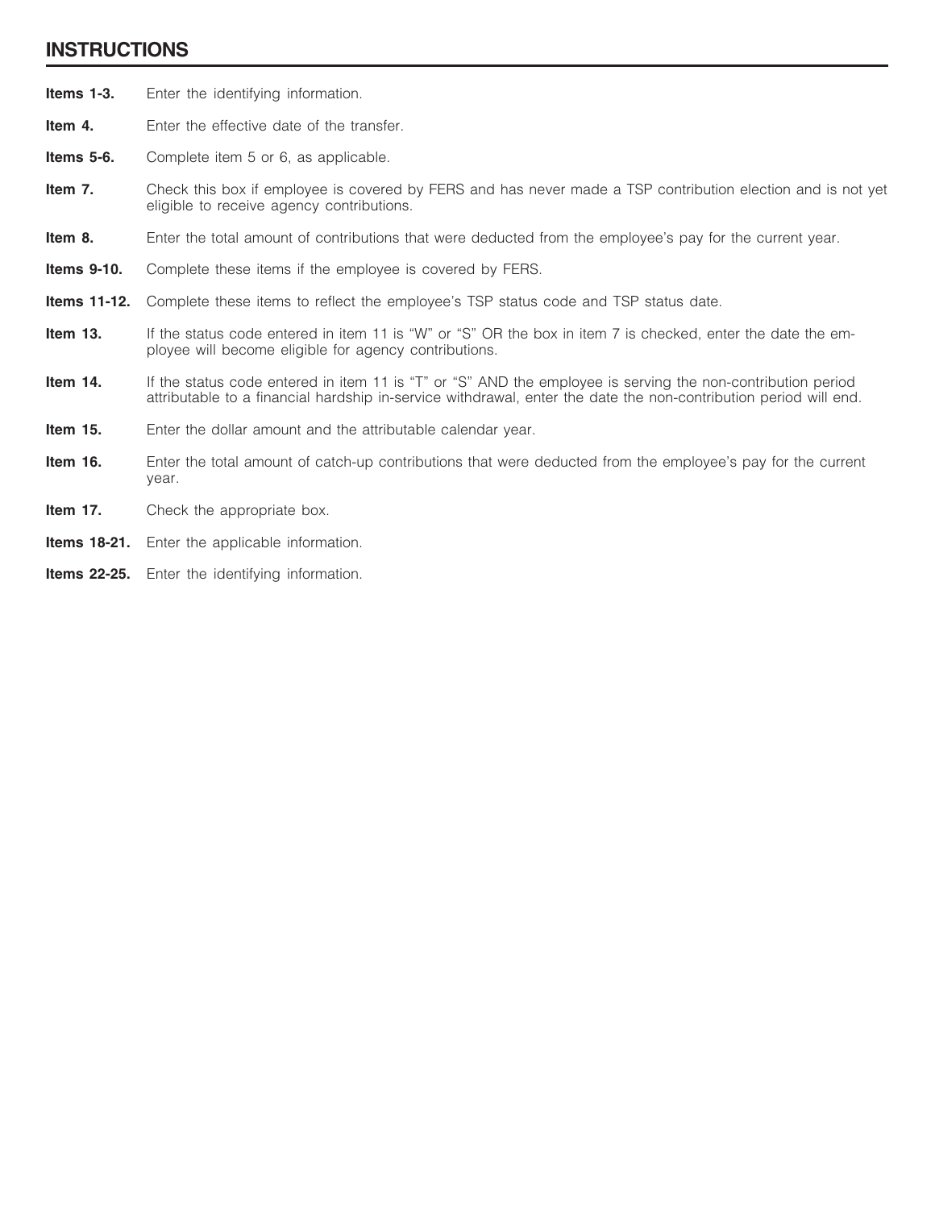## INSTRUCTIONS

**Items 1-3.** Enter the identifying information.

**Item 4.** Enter the effective date of the transfer.

**Items 5-6.** Complete item 5 or 6, as applicable.

**Item 7.** Check this box if employee is covered by FERS and has never made a TSP contribution election and is not yet eligible to receive agency contributions.

**Item 8.** Enter the total amount of contributions that were deducted from the employee's pay for the current year.

**Items 9-10.** Complete these items if the employee is covered by FERS.

**Items 11-12.** Complete these items to reflect the employee's TSP status code and TSP status date.

**Item 13.** If the status code entered in item 11 is "W" or "S" OR the box in item 7 is checked, enter the date the employee will become eligible for agency contributions.

**Item 14.** If the status code entered in item 11 is "T" or "S" AND the employee is serving the non-contribution period attributable to a financial hardship in-service withdrawal, enter the date the non-contribution period will end.

**Item 15.** Enter the dollar amount and the attributable calendar year.

**Item 16.** Enter the total amount of catch-up contributions that were deducted from the employee's pay for the current year.

**Item 17.** Check the appropriate box.

**Items 18-21.** Enter the applicable information.

**Items 22-25.** Enter the identifying information.